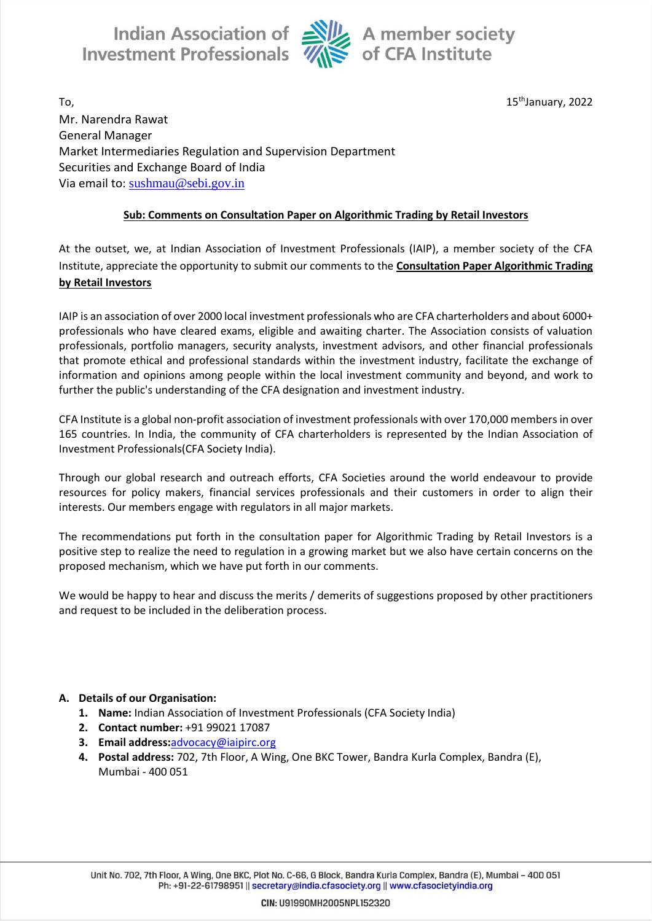Indian Association of Investment Professionals — A member society of CFA Institute

To,

15th January, 2022

Mr. Narendra Rawat
General Manager
Market Intermediaries Regulation and Supervision Department
Securities and Exchange Board of India
Via email to: sushmau@sebi.gov.in

**Sub: Comments on Consultation Paper on Algorithmic Trading by Retail Investors**

At the outset, we, at Indian Association of Investment Professionals (IAIP), a member society of the CFA Institute, appreciate the opportunity to submit our comments to the **Consultation Paper Algorithmic Trading by Retail Investors**

IAIP is an association of over 2000 local investment professionals who are CFA charterholders and about 6000+ professionals who have cleared exams, eligible and awaiting charter. The Association consists of valuation professionals, portfolio managers, security analysts, investment advisors, and other financial professionals that promote ethical and professional standards within the investment industry, facilitate the exchange of information and opinions among people within the local investment community and beyond, and work to further the public's understanding of the CFA designation and investment industry.

CFA Institute is a global non-profit association of investment professionals with over 170,000 members in over 165 countries. In India, the community of CFA charterholders is represented by the Indian Association of Investment Professionals(CFA Society India).

Through our global research and outreach efforts, CFA Societies around the world endeavour to provide resources for policy makers, financial services professionals and their customers in order to align their interests. Our members engage with regulators in all major markets.

The recommendations put forth in the consultation paper for Algorithmic Trading by Retail Investors is a positive step to realize the need to regulation in a growing market but we also have certain concerns on the proposed mechanism, which we have put forth in our comments.

We would be happy to hear and discuss the merits / demerits of suggestions proposed by other practitioners and request to be included in the deliberation process.

**A. Details of our Organisation:**

1. **Name:** Indian Association of Investment Professionals (CFA Society India)
2. **Contact number:** +91 99021 17087
3. **Email address:** advocacy@iaipirc.org
4. **Postal address:** 702, 7th Floor, A Wing, One BKC Tower, Bandra Kurla Complex, Bandra (E), Mumbai - 400 051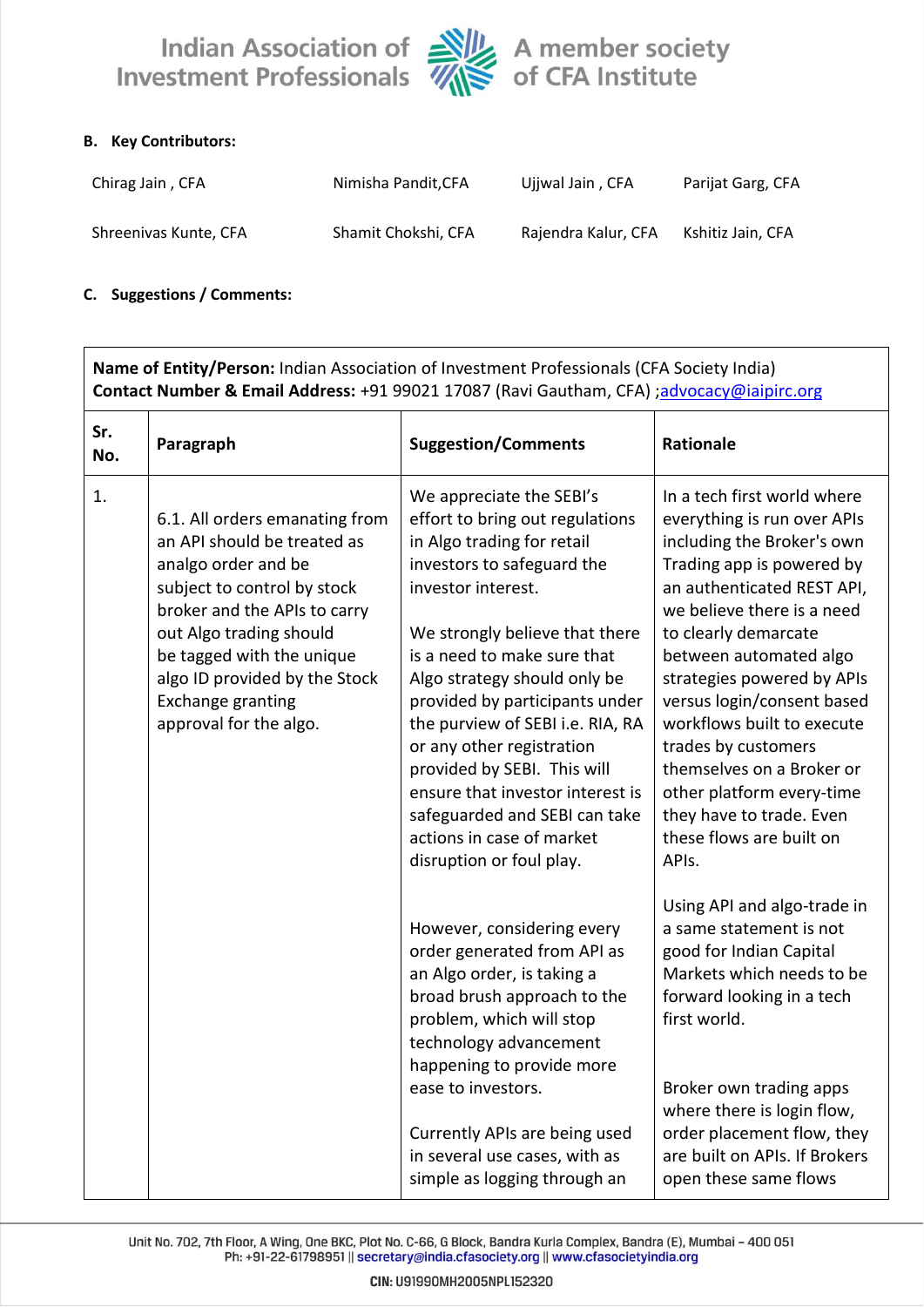**B. Key Contributors:**

| | | | |
|---|---|---|---|
| Chirag Jain , CFA | Nimisha Pandit,CFA | Ujjwal Jain , CFA | Parijat Garg, CFA |
| Shreenivas Kunte, CFA | Shamit Chokshi, CFA | Rajendra Kalur, CFA | Kshitiz Jain, CFA |

**C. Suggestions / Comments:**

**Name of Entity/Person:** Indian Association of Investment Professionals (CFA Society India)
**Contact Number & Email Address:** +91 99021 17087 (Ravi Gautham, CFA) ;advocacy@iaipirc.org

| Sr. No. | Paragraph | Suggestion/Comments | Rationale |
|---|---|---|---|
| 1. | 6.1. All orders emanating from an API should be treated as analgo order and be subject to control by stock broker and the APIs to carry out Algo trading should be tagged with the unique algo ID provided by the Stock Exchange granting approval for the algo. | We appreciate the SEBI's effort to bring out regulations in Algo trading for retail investors to safeguard the investor interest.<br><br>We strongly believe that there is a need to make sure that Algo strategy should only be provided by participants under the purview of SEBI i.e. RIA, RA or any other registration provided by SEBI. This will ensure that investor interest is safeguarded and SEBI can take actions in case of market disruption or foul play.<br><br>However, considering every order generated from API as an Algo order, is taking a broad brush approach to the problem, which will stop technology advancement happening to provide more ease to investors.<br><br>Currently APIs are being used in several use cases, with as simple as logging through an | In a tech first world where everything is run over APIs including the Broker's own Trading app is powered by an authenticated REST API, we believe there is a need to clearly demarcate between automated algo strategies powered by APIs versus login/consent based workflows built to execute trades by customers themselves on a Broker or other platform every-time they have to trade. Even these flows are built on APIs.<br><br>Using API and algo-trade in a same statement is not good for Indian Capital Markets which needs to be forward looking in a tech first world.<br><br>Broker own trading apps where there is login flow, order placement flow, they are built on APIs. If Brokers open these same flows |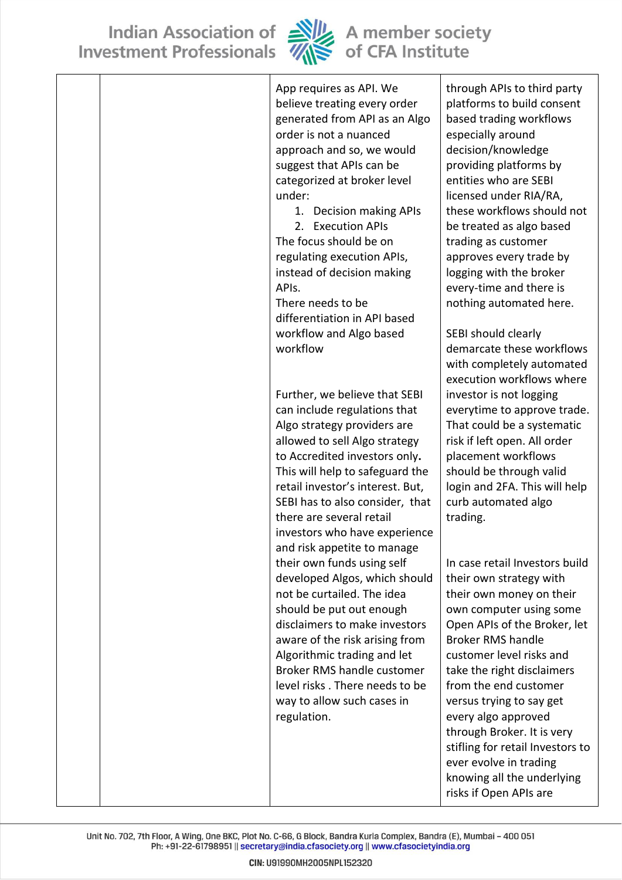|  |  | App requires as API. We believe treating every order generated from API as an Algo order is not a nuanced approach and so, we would suggest that APIs can be categorized at broker level under:<br>1. Decision making APIs<br>2. Execution APIs<br>The focus should be on regulating execution APIs, instead of decision making APIs.<br>There needs to be differentiation in API based workflow and Algo based workflow<br><br>Further, we believe that SEBI can include regulations that Algo strategy providers are allowed to sell Algo strategy to Accredited investors only**.** This will help to safeguard the retail investor's interest. But, SEBI has to also consider, that there are several retail investors who have experience and risk appetite to manage their own funds using self developed Algos, which should not be curtailed. The idea should be put out enough disclaimers to make investors aware of the risk arising from Algorithmic trading and let Broker RMS handle customer level risks . There needs to be way to allow such cases in regulation. | through APIs to third party platforms to build consent based trading workflows especially around decision/knowledge providing platforms by entities who are SEBI licensed under RIA/RA, these workflows should not be treated as algo based trading as customer approves every trade by logging with the broker every-time and there is nothing automated here.<br><br>SEBI should clearly demarcate these workflows with completely automated execution workflows where investor is not logging everytime to approve trade. That could be a systematic risk if left open. All order placement workflows should be through valid login and 2FA. This will help curb automated algo trading.<br><br>In case retail Investors build their own strategy with their own money on their own computer using some Open APIs of the Broker, let Broker RMS handle customer level risks and take the right disclaimers from the end customer versus trying to say get every algo approved through Broker. It is very stifling for retail Investors to ever evolve in trading knowing all the underlying risks if Open APIs are |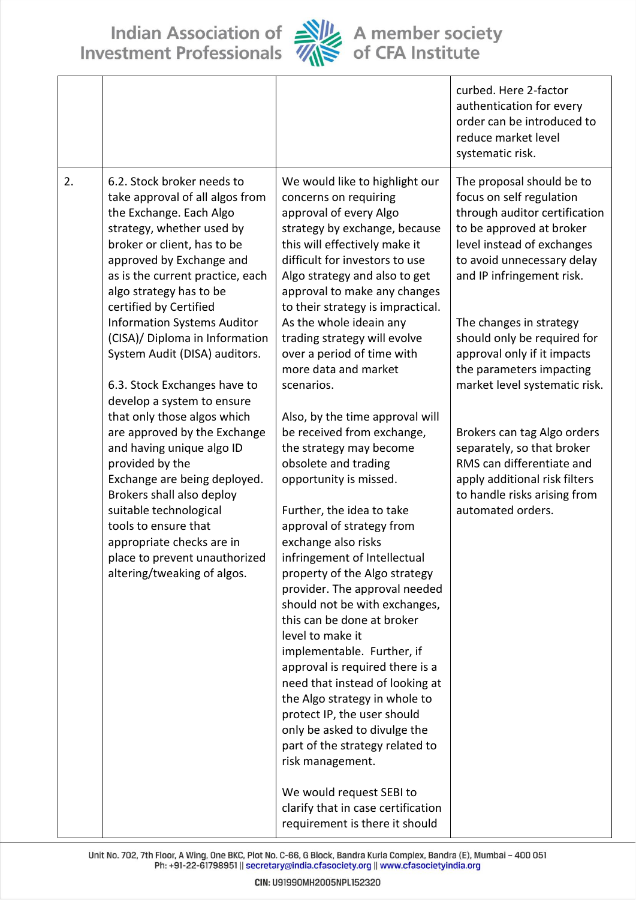|  |  |  | curbed. Here 2-factor authentication for every order can be introduced to reduce market level systematic risk. |
|---|---|---|---|
| 2. | 6.2. Stock broker needs to take approval of all algos from the Exchange. Each Algo strategy, whether used by broker or client, has to be approved by Exchange and as is the current practice, each algo strategy has to be certified by Certified Information Systems Auditor (CISA)/ Diploma in Information System Audit (DISA) auditors.<br><br>6.3. Stock Exchanges have to develop a system to ensure that only those algos which are approved by the Exchange and having unique algo ID provided by the Exchange are being deployed. Brokers shall also deploy suitable technological tools to ensure that appropriate checks are in place to prevent unauthorized altering/tweaking of algos. | We would like to highlight our concerns on requiring approval of every Algo strategy by exchange, because this will effectively make it difficult for investors to use Algo strategy and also to get approval to make any changes to their strategy is impractical. As the whole ideain any trading strategy will evolve over a period of time with more data and market scenarios.<br><br>Also, by the time approval will be received from exchange, the strategy may become obsolete and trading opportunity is missed.<br><br>Further, the idea to take approval of strategy from exchange also risks infringement of Intellectual property of the Algo strategy provider. The approval needed should not be with exchanges, this can be done at broker level to make it implementable. Further, if approval is required there is a need that instead of looking at the Algo strategy in whole to protect IP, the user should only be asked to divulge the part of the strategy related to risk management.<br><br>We would request SEBI to clarify that in case certification requirement is there it should | The proposal should be to focus on self regulation through auditor certification to be approved at broker level instead of exchanges to avoid unnecessary delay and IP infringement risk.<br><br>The changes in strategy should only be required for approval only if it impacts the parameters impacting market level systematic risk.<br><br>Brokers can tag Algo orders separately, so that broker RMS can differentiate and apply additional risk filters to handle risks arising from automated orders. |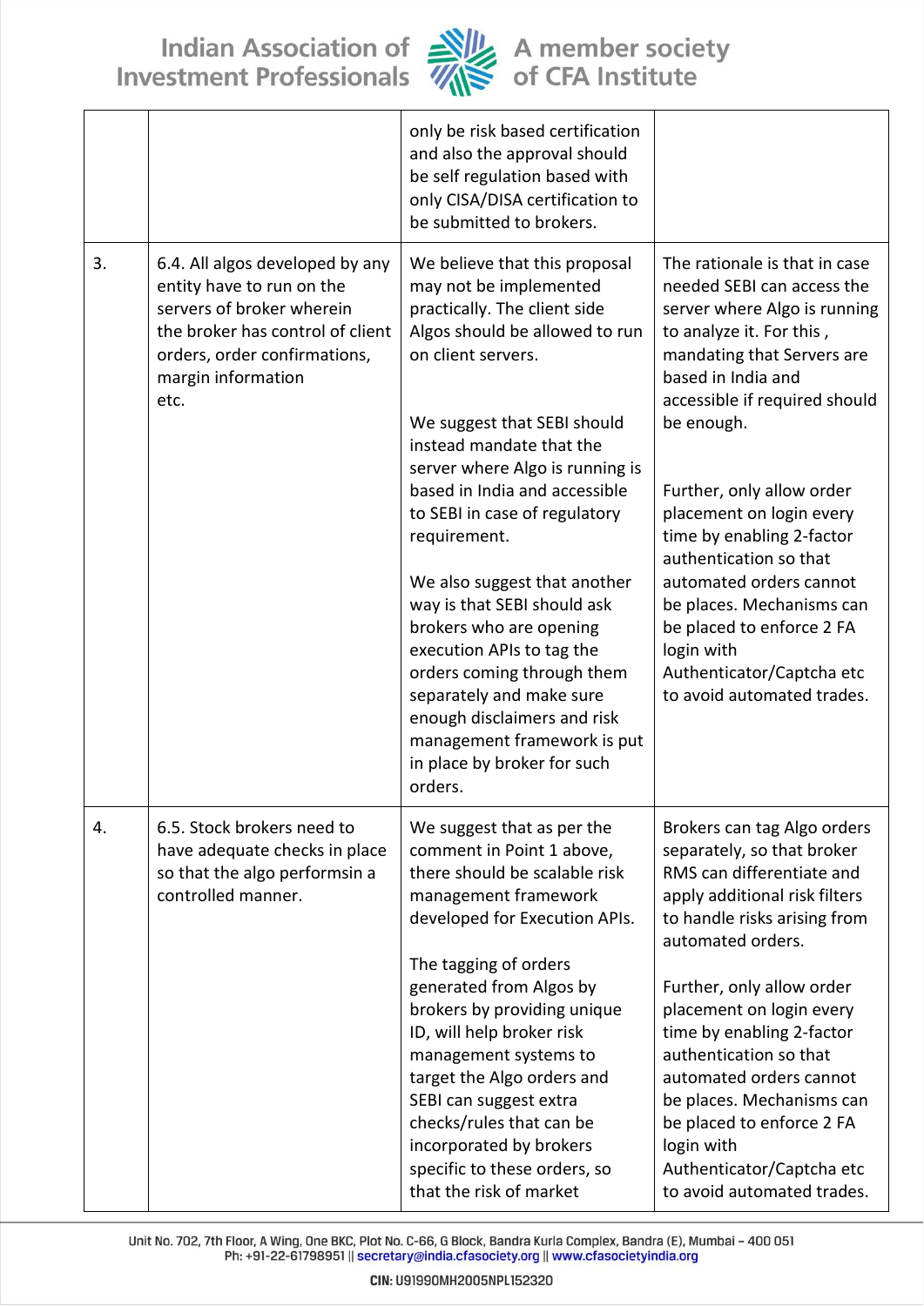| | | | |
|---|---|---|---|
| | | only be risk based certification and also the approval should be self regulation based with only CISA/DISA certification to be submitted to brokers. | |
| 3. | 6.4. All algos developed by any entity have to run on the servers of broker wherein the broker has control of client orders, order confirmations, margin information etc. | We believe that this proposal may not be implemented practically. The client side Algos should be allowed to run on client servers.<br><br>We suggest that SEBI should instead mandate that the server where Algo is running is based in India and accessible to SEBI in case of regulatory requirement.<br><br>We also suggest that another way is that SEBI should ask brokers who are opening execution APIs to tag the orders coming through them separately and make sure enough disclaimers and risk management framework is put in place by broker for such orders. | The rationale is that in case needed SEBI can access the server where Algo is running to analyze it. For this , mandating that Servers are based in India and accessible if required should be enough.<br><br>Further, only allow order placement on login every time by enabling 2-factor authentication so that automated orders cannot be places. Mechanisms can be placed to enforce 2 FA login with Authenticator/Captcha etc to avoid automated trades. |
| 4. | 6.5. Stock brokers need to have adequate checks in place so that the algo performsin a controlled manner. | We suggest that as per the comment in Point 1 above, there should be scalable risk management framework developed for Execution APIs.<br><br>The tagging of orders generated from Algos by brokers by providing unique ID, will help broker risk management systems to target the Algo orders and SEBI can suggest extra checks/rules that can be incorporated by brokers specific to these orders, so that the risk of market | Brokers can tag Algo orders separately, so that broker RMS can differentiate and apply additional risk filters to handle risks arising from automated orders.<br><br>Further, only allow order placement on login every time by enabling 2-factor authentication so that automated orders cannot be places. Mechanisms can be placed to enforce 2 FA login with Authenticator/Captcha etc to avoid automated trades. |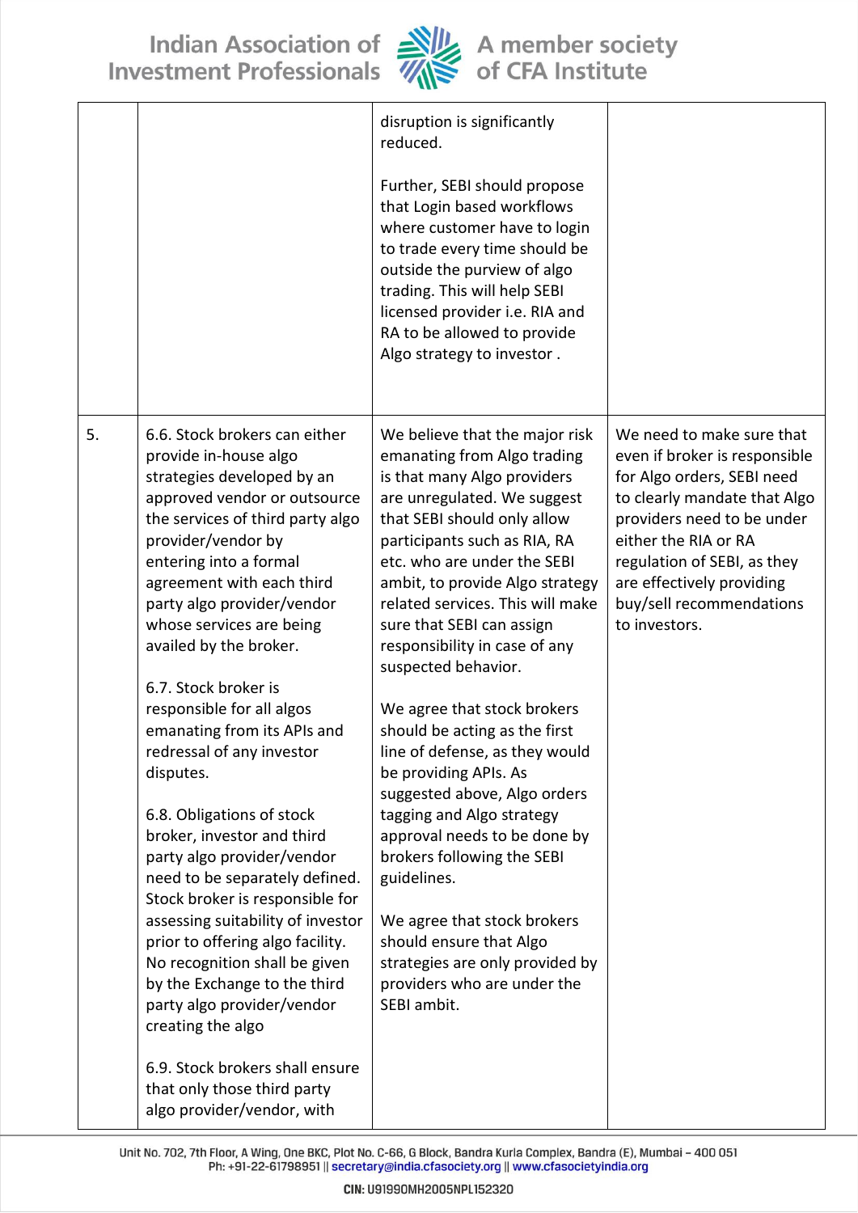|  |  |  |  |
|---|---|---|---|
|  |  | disruption is significantly reduced.<br><br>Further, SEBI should propose that Login based workflows where customer have to login to trade every time should be outside the purview of algo trading. This will help SEBI licensed provider i.e. RIA and RA to be allowed to provide Algo strategy to investor . |  |
| 5. | 6.6. Stock brokers can either provide in-house algo strategies developed by an approved vendor or outsource the services of third party algo provider/vendor by entering into a formal agreement with each third party algo provider/vendor whose services are being availed by the broker.<br><br>6.7. Stock broker is responsible for all algos emanating from its APIs and redressal of any investor disputes.<br><br>6.8. Obligations of stock broker, investor and third party algo provider/vendor need to be separately defined. Stock broker is responsible for assessing suitability of investor prior to offering algo facility. No recognition shall be given by the Exchange to the third party algo provider/vendor creating the algo<br><br>6.9. Stock brokers shall ensure that only those third party algo provider/vendor, with | We believe that the major risk emanating from Algo trading is that many Algo providers are unregulated. We suggest that SEBI should only allow participants such as RIA, RA etc. who are under the SEBI ambit, to provide Algo strategy related services. This will make sure that SEBI can assign responsibility in case of any suspected behavior.<br><br>We agree that stock brokers should be acting as the first line of defense, as they would be providing APIs. As suggested above, Algo orders tagging and Algo strategy approval needs to be done by brokers following the SEBI guidelines.<br><br>We agree that stock brokers should ensure that Algo strategies are only provided by providers who are under the SEBI ambit. | We need to make sure that even if broker is responsible for Algo orders, SEBI need to clearly mandate that Algo providers need to be under either the RIA or RA regulation of SEBI, as they are effectively providing buy/sell recommendations to investors. |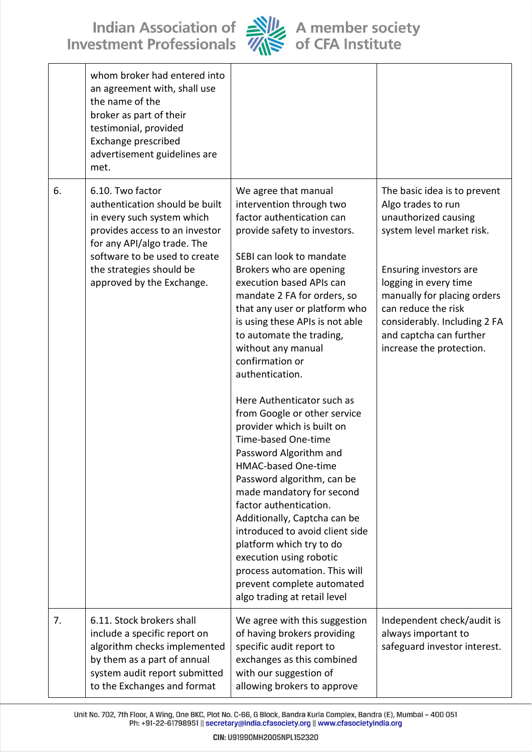| | | | |
|---|---|---|---|
| | whom broker had entered into an agreement with, shall use the name of the broker as part of their testimonial, provided Exchange prescribed advertisement guidelines are met. | | |
| 6. | 6.10. Two factor authentication should be built in every such system which provides access to an investor for any API/algo trade. The software to be used to create the strategies should be approved by the Exchange. | We agree that manual intervention through two factor authentication can provide safety to investors.<br><br>SEBI can look to mandate Brokers who are opening execution based APIs can mandate 2 FA for orders, so that any user or platform who is using these APIs is not able to automate the trading, without any manual confirmation or authentication.<br><br>Here Authenticator such as from Google or other service provider which is built on Time-based One-time Password Algorithm and HMAC-based One-time Password algorithm, can be made mandatory for second factor authentication. Additionally, Captcha can be introduced to avoid client side platform which try to do execution using robotic process automation. This will prevent complete automated algo trading at retail level | The basic idea is to prevent Algo trades to run unauthorized causing system level market risk.<br><br>Ensuring investors are logging in every time manually for placing orders can reduce the risk considerably. Including 2 FA and captcha can further increase the protection. |
| 7. | 6.11. Stock brokers shall include a specific report on algorithm checks implemented by them as a part of annual system audit report submitted to the Exchanges and format | We agree with this suggestion of having brokers providing specific audit report to exchanges as this combined with our suggestion of allowing brokers to approve | Independent check/audit is always important to safeguard investor interest. |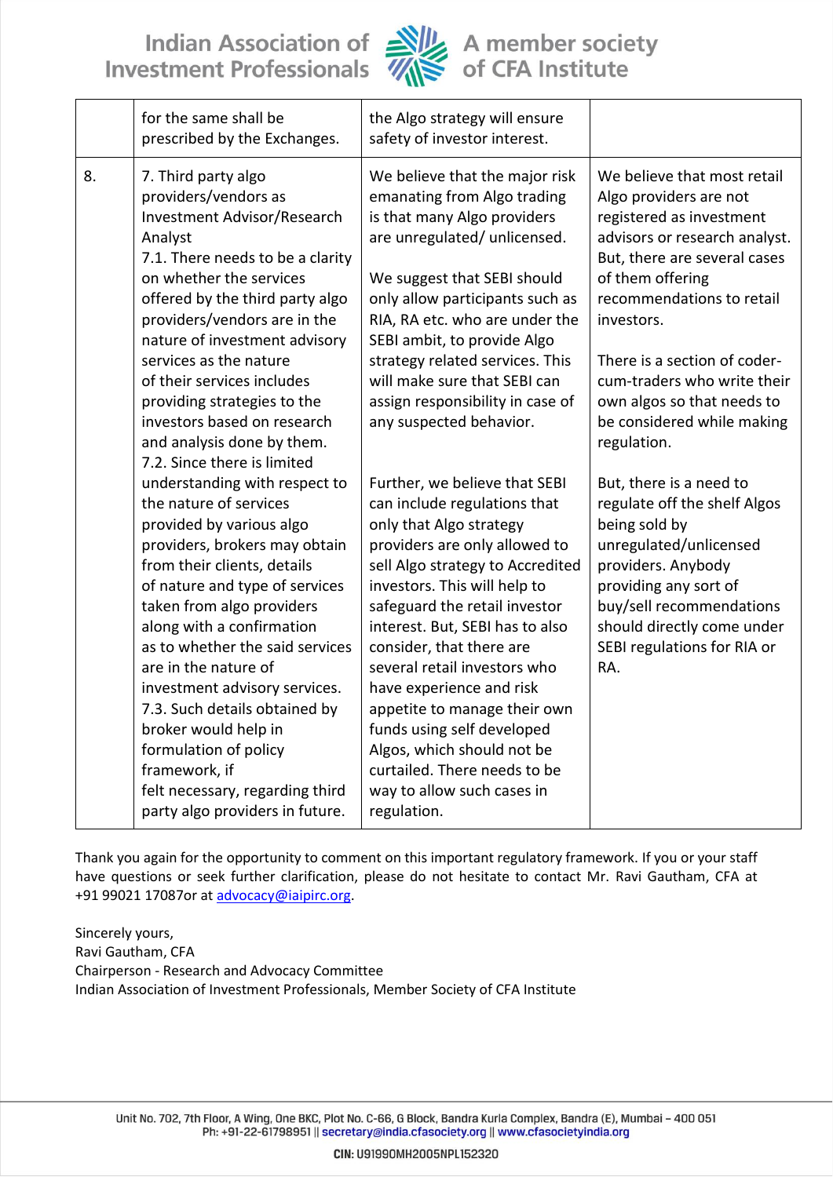| | | | |
|---|---|---|---|
| | for the same shall be prescribed by the Exchanges. | the Algo strategy will ensure safety of investor interest. | |
| 8. | 7. Third party algo providers/vendors as Investment Advisor/Research Analyst<br>7.1. There needs to be a clarity on whether the services offered by the third party algo providers/vendors are in the nature of investment advisory services as the nature of their services includes providing strategies to the investors based on research and analysis done by them.<br>7.2. Since there is limited understanding with respect to the nature of services provided by various algo providers, brokers may obtain from their clients, details of nature and type of services taken from algo providers along with a confirmation as to whether the said services are in the nature of investment advisory services.<br>7.3. Such details obtained by broker would help in formulation of policy framework, if felt necessary, regarding third party algo providers in future. | We believe that the major risk emanating from Algo trading is that many Algo providers are unregulated/ unlicensed.<br><br>We suggest that SEBI should only allow participants such as RIA, RA etc. who are under the SEBI ambit, to provide Algo strategy related services. This will make sure that SEBI can assign responsibility in case of any suspected behavior.<br><br>Further, we believe that SEBI can include regulations that only that Algo strategy providers are only allowed to sell Algo strategy to Accredited investors. This will help to safeguard the retail investor interest. But, SEBI has to also consider, that there are several retail investors who have experience and risk appetite to manage their own funds using self developed Algos, which should not be curtailed. There needs to be way to allow such cases in regulation. | We believe that most retail Algo providers are not registered as investment advisors or research analyst. But, there are several cases of them offering recommendations to retail investors.<br><br>There is a section of coder-cum-traders who write their own algos so that needs to be considered while making regulation.<br><br>But, there is a need to regulate off the shelf Algos being sold by unregulated/unlicensed providers. Anybody providing any sort of buy/sell recommendations should directly come under SEBI regulations for RIA or RA. |

Thank you again for the opportunity to comment on this important regulatory framework. If you or your staff have questions or seek further clarification, please do not hesitate to contact Mr. Ravi Gautham, CFA at +91 99021 17087or at advocacy@iaipirc.org.

Sincerely yours,
Ravi Gautham, CFA
Chairperson - Research and Advocacy Committee
Indian Association of Investment Professionals, Member Society of CFA Institute